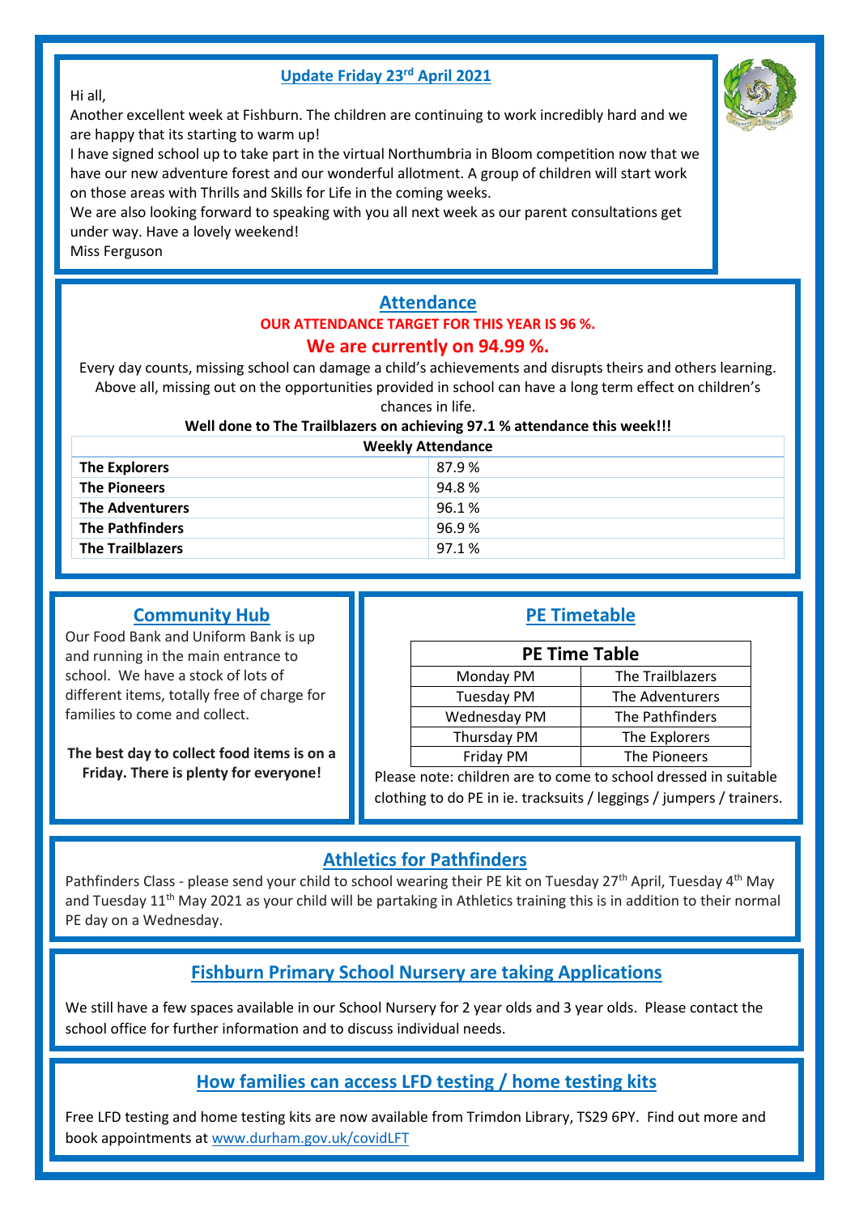## Update Friday 23rd April 2021

Hi all,

Another excellent week at Fishburn. The children are continuing to work incredibly hard and we are happy that its starting to warm up!

I have signed school up to take part in the virtual Northumbria in Bloom competition now that we have our new adventure forest and our wonderful allotment. A group of children will start work on those areas with Thrills and Skills for Life in the coming weeks.

We are also looking forward to speaking with you all next week as our parent consultations get under way. Have a lovely weekend!

Miss Ferguson

## Attendance

**OUR ATTENDANCE TARGET FOR THIS YEAR IS 96 %.**

**We are currently on 94.99 %.**

Every day counts, missing school can damage a child's achievements and disrupts theirs and others learning. Above all, missing out on the opportunities provided in school can have a long term effect on children's chances in life.

**Well done to The Trailblazers on achieving 97.1 % attendance this week!!!**

| Weekly Attendance | |
|---|---|
| **The Explorers** | 87.9 % |
| **The Pioneers** | 94.8 % |
| **The Adventurers** | 96.1 % |
| **The Pathfinders** | 96.9 % |
| **The Trailblazers** | 97.1 % |

## Community Hub

Our Food Bank and Uniform Bank is up and running in the main entrance to school. We have a stock of lots of different items, totally free of charge for families to come and collect.

**The best day to collect food items is on a Friday. There is plenty for everyone!**

## PE Timetable

| PE Time Table | |
|---|---|
| Monday PM | The Trailblazers |
| Tuesday PM | The Adventurers |
| Wednesday PM | The Pathfinders |
| Thursday PM | The Explorers |
| Friday PM | The Pioneers |

Please note: children are to come to school dressed in suitable clothing to do PE in ie. tracksuits / leggings / jumpers / trainers.

## Athletics for Pathfinders

Pathfinders Class - please send your child to school wearing their PE kit on Tuesday 27th April, Tuesday 4th May and Tuesday 11th May 2021 as your child will be partaking in Athletics training this is in addition to their normal PE day on a Wednesday.

## Fishburn Primary School Nursery are taking Applications

We still have a few spaces available in our School Nursery for 2 year olds and 3 year olds. Please contact the school office for further information and to discuss individual needs.

## How families can access LFD testing / home testing kits

Free LFD testing and home testing kits are now available from Trimdon Library, TS29 6PY. Find out more and book appointments at www.durham.gov.uk/covidLFT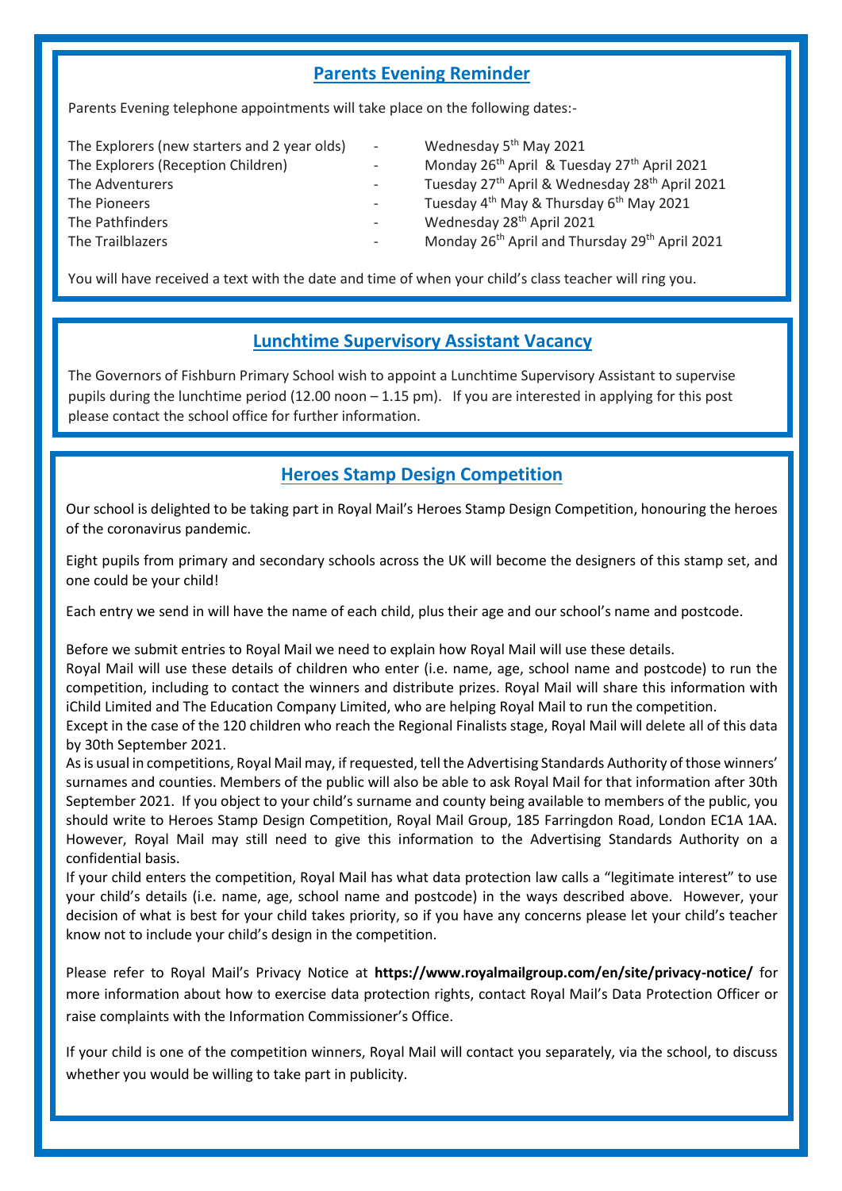## Parents Evening Reminder

Parents Evening telephone appointments will take place on the following dates:-

| | | |
|---|---|---|
| The Explorers (new starters and 2 year olds) | - | Wednesday 5th May 2021 |
| The Explorers (Reception Children) | - | Monday 26th April & Tuesday 27th April 2021 |
| The Adventurers | - | Tuesday 27th April & Wednesday 28th April 2021 |
| The Pioneers | - | Tuesday 4th May & Thursday 6th May 2021 |
| The Pathfinders | - | Wednesday 28th April 2021 |
| The Trailblazers | - | Monday 26th April and Thursday 29th April 2021 |

You will have received a text with the date and time of when your child's class teacher will ring you.

## Lunchtime Supervisory Assistant Vacancy

The Governors of Fishburn Primary School wish to appoint a Lunchtime Supervisory Assistant to supervise pupils during the lunchtime period (12.00 noon – 1.15 pm). If you are interested in applying for this post please contact the school office for further information.

## Heroes Stamp Design Competition

Our school is delighted to be taking part in Royal Mail's Heroes Stamp Design Competition, honouring the heroes of the coronavirus pandemic.

Eight pupils from primary and secondary schools across the UK will become the designers of this stamp set, and one could be your child!

Each entry we send in will have the name of each child, plus their age and our school's name and postcode.

Before we submit entries to Royal Mail we need to explain how Royal Mail will use these details.
Royal Mail will use these details of children who enter (i.e. name, age, school name and postcode) to run the competition, including to contact the winners and distribute prizes. Royal Mail will share this information with iChild Limited and The Education Company Limited, who are helping Royal Mail to run the competition.
Except in the case of the 120 children who reach the Regional Finalists stage, Royal Mail will delete all of this data by 30th September 2021.
As is usual in competitions, Royal Mail may, if requested, tell the Advertising Standards Authority of those winners' surnames and counties. Members of the public will also be able to ask Royal Mail for that information after 30th September 2021. If you object to your child's surname and county being available to members of the public, you should write to Heroes Stamp Design Competition, Royal Mail Group, 185 Farringdon Road, London EC1A 1AA. However, Royal Mail may still need to give this information to the Advertising Standards Authority on a confidential basis.
If your child enters the competition, Royal Mail has what data protection law calls a "legitimate interest" to use your child's details (i.e. name, age, school name and postcode) in the ways described above. However, your decision of what is best for your child takes priority, so if you have any concerns please let your child's teacher know not to include your child's design in the competition.

Please refer to Royal Mail's Privacy Notice at **https://www.royalmailgroup.com/en/site/privacy-notice/** for more information about how to exercise data protection rights, contact Royal Mail's Data Protection Officer or raise complaints with the Information Commissioner's Office.

If your child is one of the competition winners, Royal Mail will contact you separately, via the school, to discuss whether you would be willing to take part in publicity.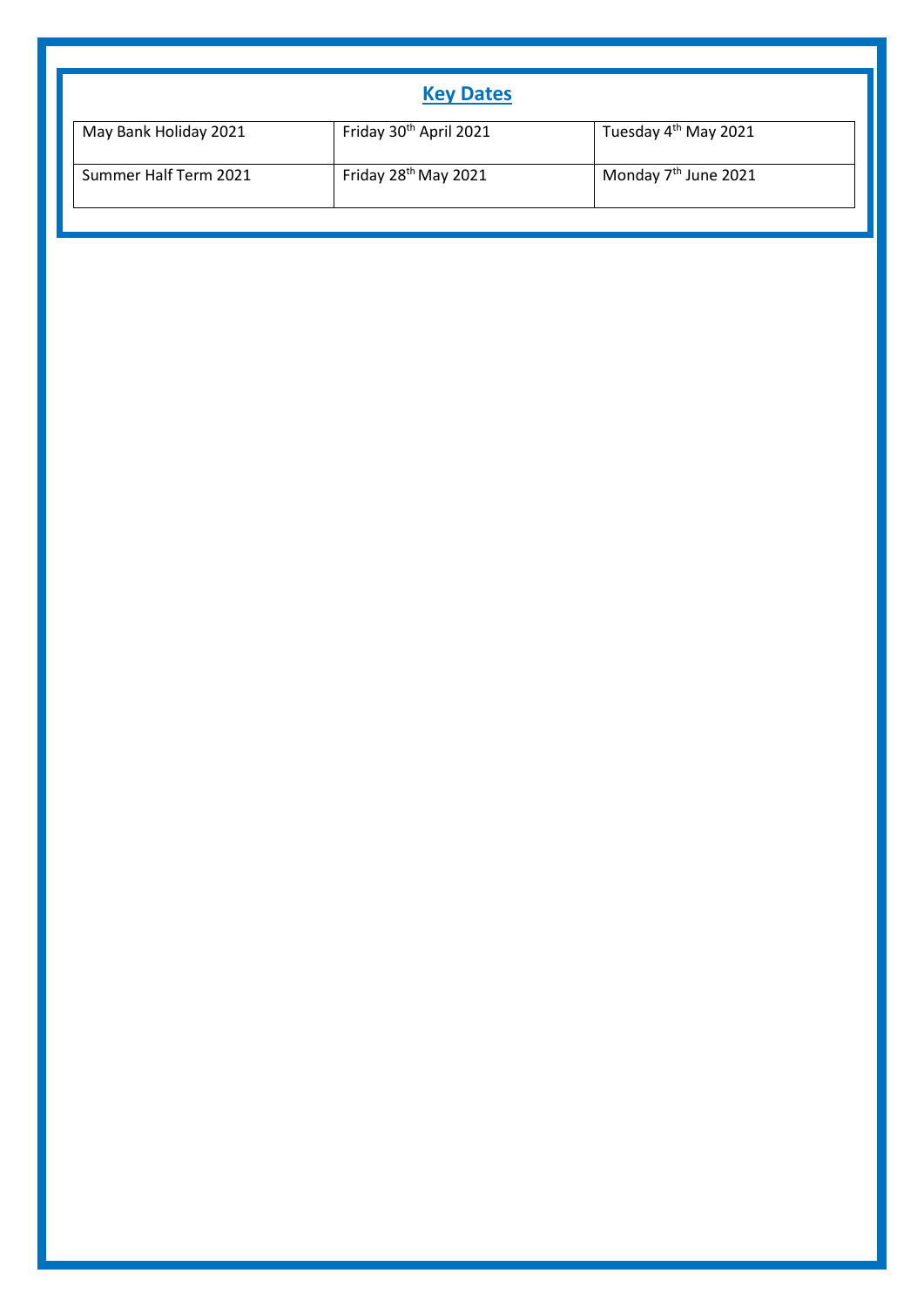## Key Dates

| | | |
|---|---|---|
| May Bank Holiday 2021 | Friday 30th April 2021 | Tuesday 4th May 2021 |
| Summer Half Term 2021 | Friday 28th May 2021 | Monday 7th June 2021 |